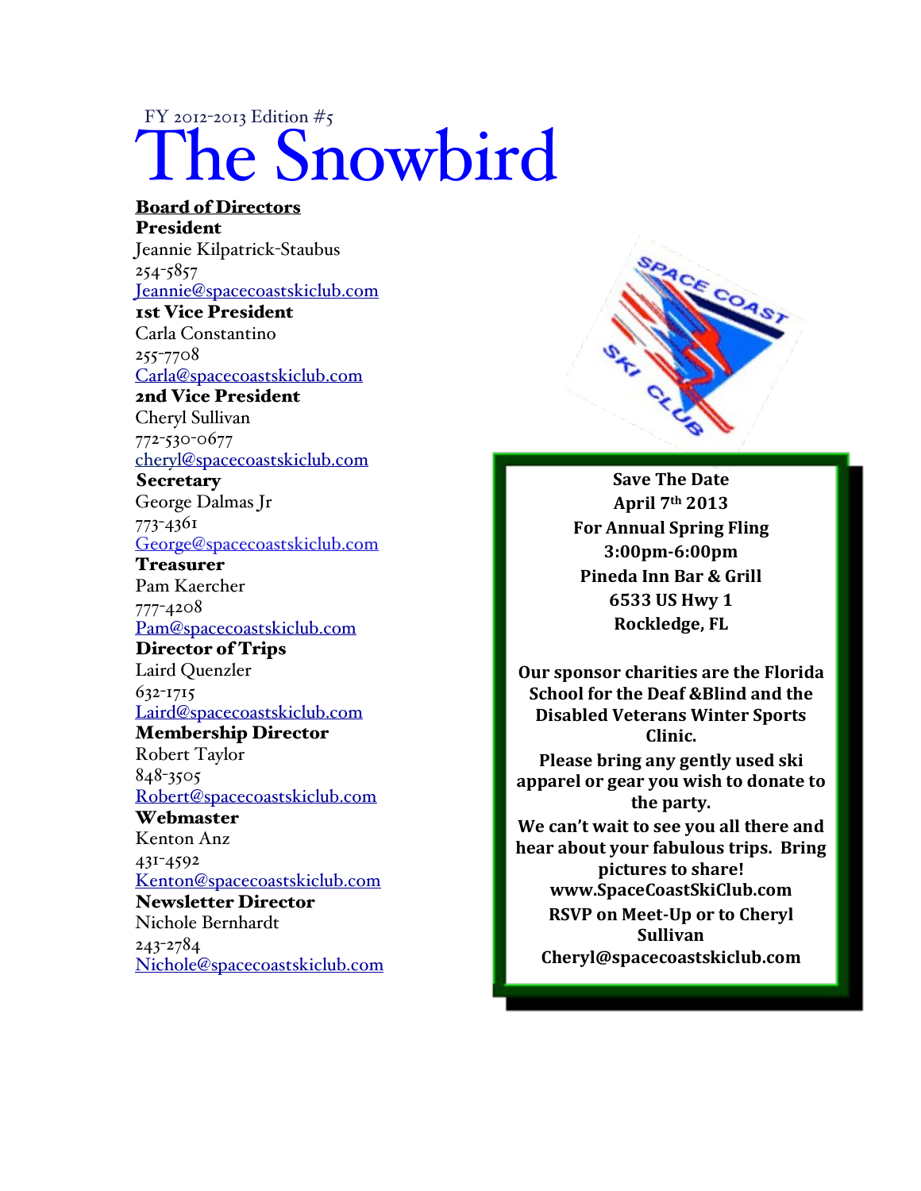FY 2012-2013 Edition #5

# The Snowbird

**Board of Directors**

**President**
Jeannie Kilpatrick-Staubus
254-5857
Jeannie@spacecoastskiclub.com

**1st Vice President**
Carla Constantino
255-7708
Carla@spacecoastskiclub.com

**2nd Vice President**
Cheryl Sullivan
772-530-0677
cheryl@spacecoastskiclub.com

**Secretary**
George Dalmas Jr
773-4361
George@spacecoastskiclub.com

**Treasurer**
Pam Kaercher
777-4208
Pam@spacecoastskiclub.com

**Director of Trips**
Laird Quenzler
632-1715
Laird@spacecoastskiclub.com

**Membership Director**
Robert Taylor
848-3505
Robert@spacecoastskiclub.com

**Webmaster**
Kenton Anz
431-4592
Kenton@spacecoastskiclub.com

**Newsletter Director**
Nichole Bernhardt
243-2784
Nichole@spacecoastskiclub.com

SPACE COAST SKI CLUB

**Save The Date**
**April 7th 2013**
**For Annual Spring Fling**
**3:00pm-6:00pm**
**Pineda Inn Bar & Grill**
**6533 US Hwy 1**
**Rockledge, FL**

**Our sponsor charities are the Florida School for the Deaf &Blind and the Disabled Veterans Winter Sports Clinic.**

**Please bring any gently used ski apparel or gear you wish to donate to the party.**

**We can't wait to see you all there and hear about your fabulous trips. Bring pictures to share!**

**www.SpaceCoastSkiClub.com**

**RSVP on Meet-Up or to Cheryl Sullivan**

**Cheryl@spacecoastskiclub.com**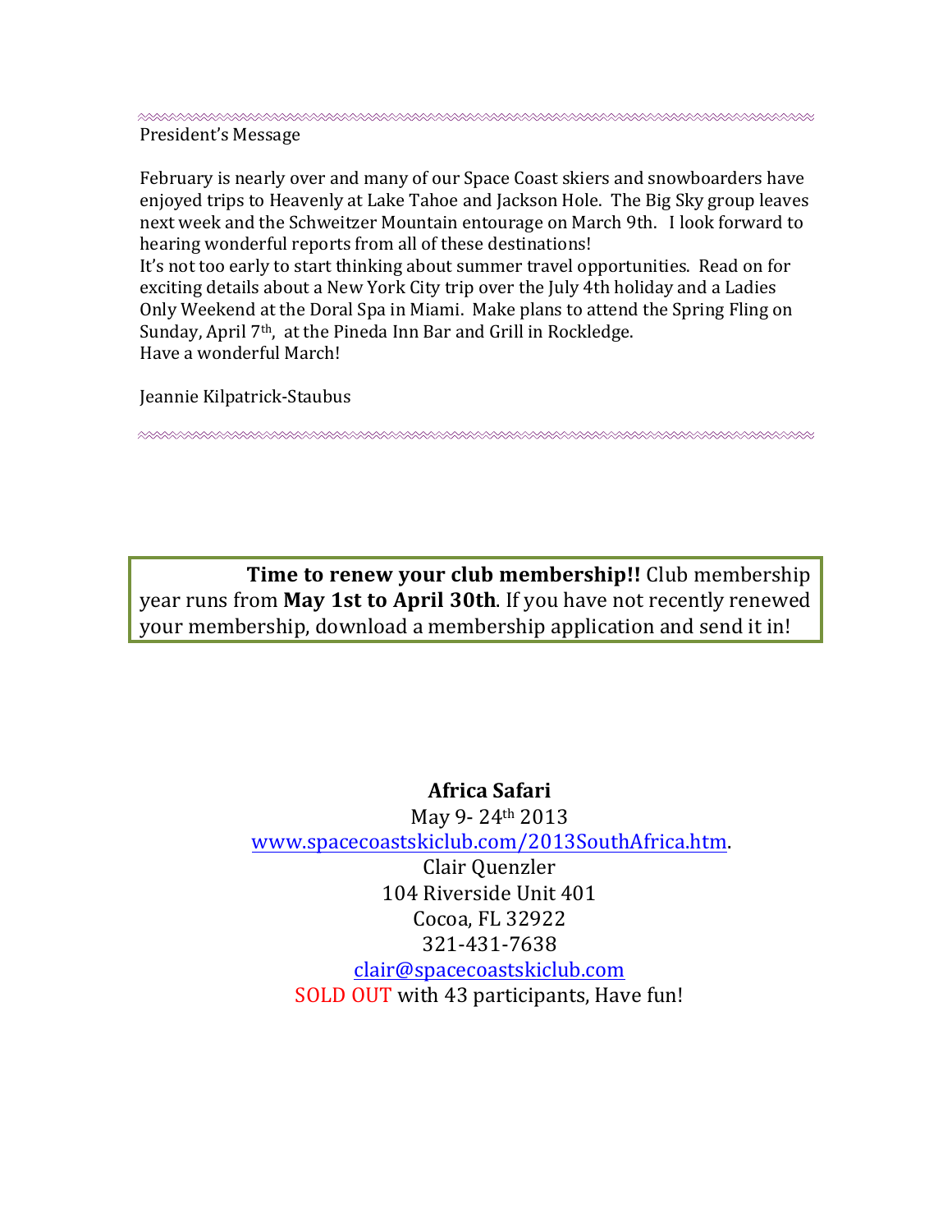President's Message

February is nearly over and many of our Space Coast skiers and snowboarders have enjoyed trips to Heavenly at Lake Tahoe and Jackson Hole. The Big Sky group leaves next week and the Schweitzer Mountain entourage on March 9th. I look forward to hearing wonderful reports from all of these destinations!
It's not too early to start thinking about summer travel opportunities. Read on for exciting details about a New York City trip over the July 4th holiday and a Ladies Only Weekend at the Doral Spa in Miami. Make plans to attend the Spring Fling on Sunday, April 7th, at the Pineda Inn Bar and Grill in Rockledge.
Have a wonderful March!

Jeannie Kilpatrick-Staubus

---

**Time to renew your club membership!!** Club membership year runs from **May 1st to April 30th**. If you have not recently renewed your membership, download a membership application and send it in!

**Africa Safari**

May 9- 24th 2013

www.spacecoastskiclub.com/2013SouthAfrica.htm.

Clair Quenzler

104 Riverside Unit 401

Cocoa, FL 32922

321-431-7638

clair@spacecoastskiclub.com

SOLD OUT with 43 participants, Have fun!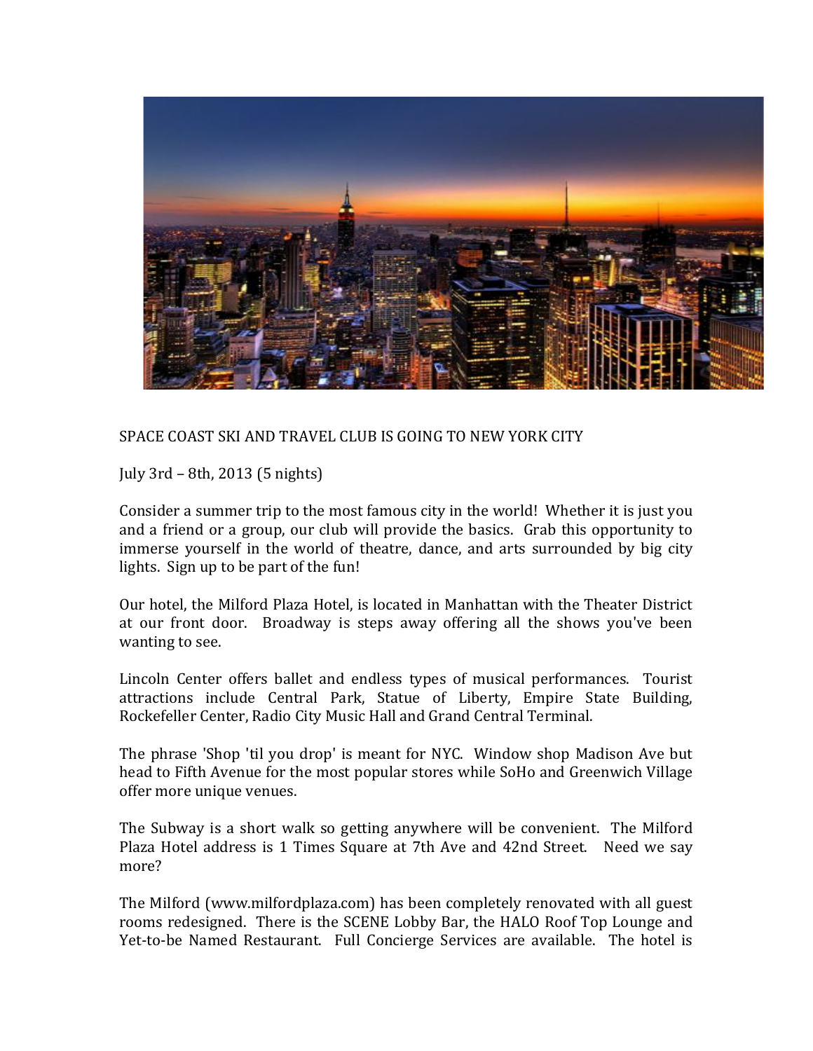SPACE COAST SKI AND TRAVEL CLUB IS GOING TO NEW YORK CITY

July 3rd – 8th, 2013 (5 nights)

Consider a summer trip to the most famous city in the world! Whether it is just you and a friend or a group, our club will provide the basics. Grab this opportunity to immerse yourself in the world of theatre, dance, and arts surrounded by big city lights. Sign up to be part of the fun!

Our hotel, the Milford Plaza Hotel, is located in Manhattan with the Theater District at our front door. Broadway is steps away offering all the shows you've been wanting to see.

Lincoln Center offers ballet and endless types of musical performances. Tourist attractions include Central Park, Statue of Liberty, Empire State Building, Rockefeller Center, Radio City Music Hall and Grand Central Terminal.

The phrase 'Shop 'til you drop' is meant for NYC. Window shop Madison Ave but head to Fifth Avenue for the most popular stores while SoHo and Greenwich Village offer more unique venues.

The Subway is a short walk so getting anywhere will be convenient. The Milford Plaza Hotel address is 1 Times Square at 7th Ave and 42nd Street. Need we say more?

The Milford (www.milfordplaza.com) has been completely renovated with all guest rooms redesigned. There is the SCENE Lobby Bar, the HALO Roof Top Lounge and Yet-to-be Named Restaurant. Full Concierge Services are available. The hotel is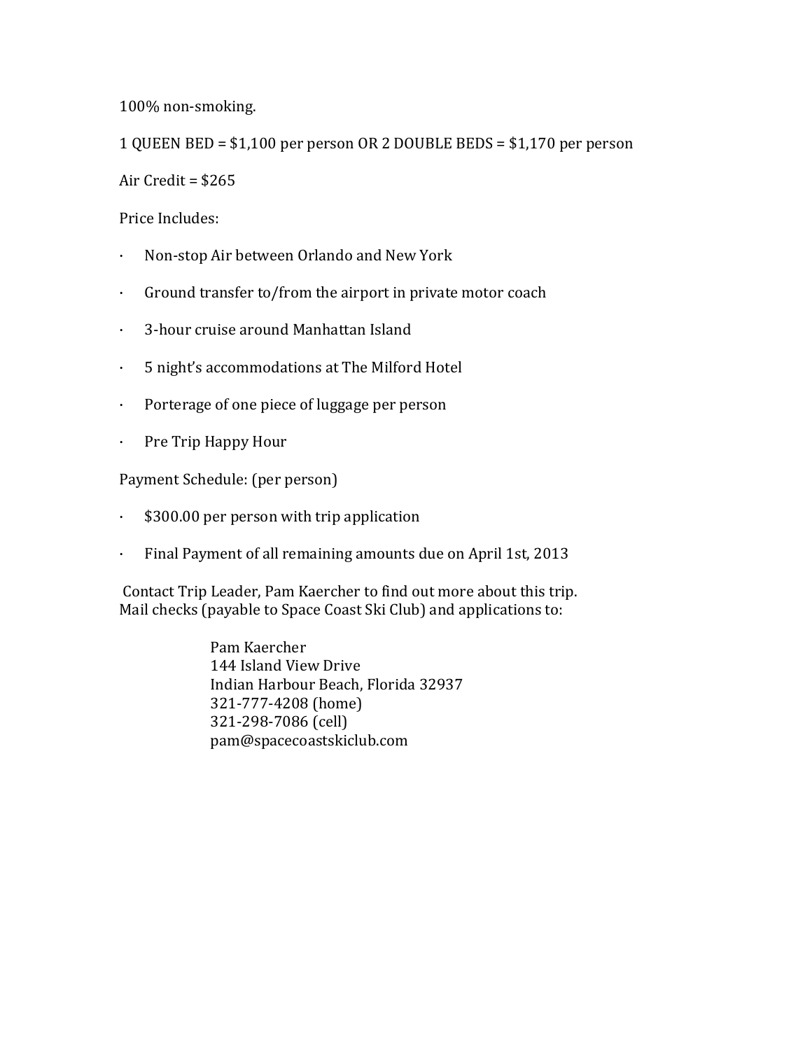100% non-smoking.

1 QUEEN BED = $1,100 per person OR 2 DOUBLE BEDS = $1,170 per person

Air Credit = $265

Price Includes:

- Non-stop Air between Orlando and New York
- Ground transfer to/from the airport in private motor coach
- 3-hour cruise around Manhattan Island
- 5 night's accommodations at The Milford Hotel
- Porterage of one piece of luggage per person
- Pre Trip Happy Hour

Payment Schedule: (per person)

- $300.00 per person with trip application
- Final Payment of all remaining amounts due on April 1st, 2013

Contact Trip Leader, Pam Kaercher to find out more about this trip.
Mail checks (payable to Space Coast Ski Club) and applications to:

> Pam Kaercher
> 144 Island View Drive
> Indian Harbour Beach, Florida 32937
> 321-777-4208 (home)
> 321-298-7086 (cell)
> pam@spacecoastskiclub.com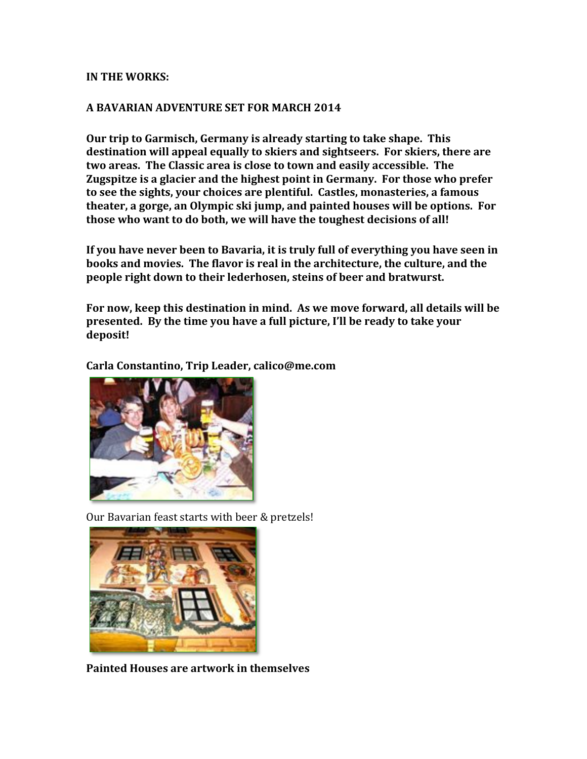**IN THE WORKS:**

**A BAVARIAN ADVENTURE SET FOR MARCH 2014**

**Our trip to Garmisch, Germany is already starting to take shape. This destination will appeal equally to skiers and sightseers. For skiers, there are two areas. The Classic area is close to town and easily accessible. The Zugspitze is a glacier and the highest point in Germany. For those who prefer to see the sights, your choices are plentiful. Castles, monasteries, a famous theater, a gorge, an Olympic ski jump, and painted houses will be options. For those who want to do both, we will have the toughest decisions of all!**

**If you have never been to Bavaria, it is truly full of everything you have seen in books and movies. The flavor is real in the architecture, the culture, and the people right down to their lederhosen, steins of beer and bratwurst.**

**For now, keep this destination in mind. As we move forward, all details will be presented. By the time you have a full picture, I'll be ready to take your deposit!**

**Carla Constantino, Trip Leader, calico@me.com**

Our Bavarian feast starts with beer & pretzels!

**Painted Houses are artwork in themselves**